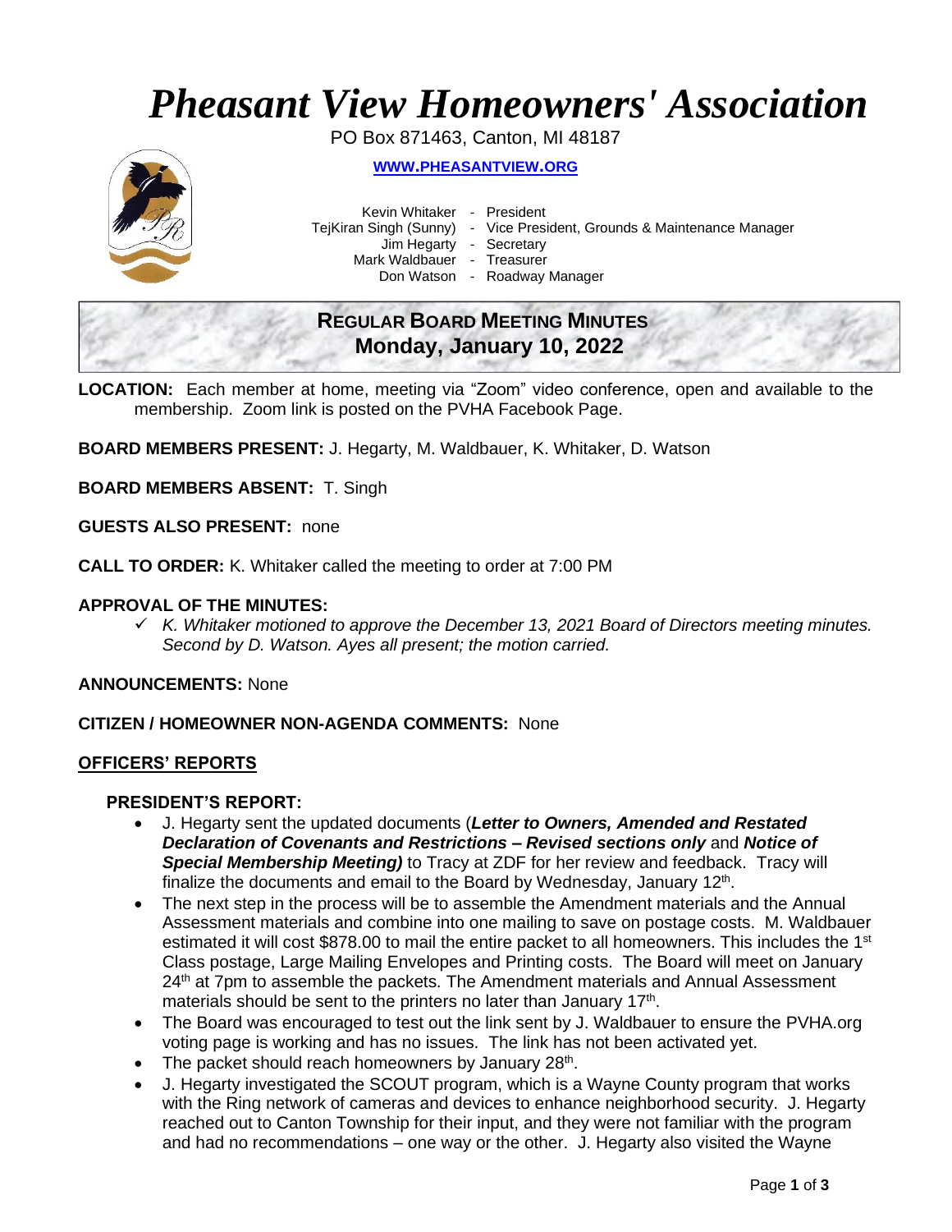# *Pheasant View Homeowners' Association*

PO Box 871463, Canton, MI 48187

**WWW.PHEASANTVIEW.ORG**

Kevin Whitaker - President
TejKiran Singh (Sunny) - Vice President, Grounds & Maintenance Manager
Jim Hegarty - Secretary
Mark Waldbauer - Treasurer
Don Watson - Roadway Manager

## REGULAR BOARD MEETING MINUTES
## Monday, January 10, 2022

**LOCATION:** Each member at home, meeting via "Zoom" video conference, open and available to the membership. Zoom link is posted on the PVHA Facebook Page.

**BOARD MEMBERS PRESENT:** J. Hegarty, M. Waldbauer, K. Whitaker, D. Watson

**BOARD MEMBERS ABSENT:** T. Singh

**GUESTS ALSO PRESENT:** none

**CALL TO ORDER:** K. Whitaker called the meeting to order at 7:00 PM

**APPROVAL OF THE MINUTES:**

- ✓ *K. Whitaker motioned to approve the December 13, 2021 Board of Directors meeting minutes. Second by D. Watson. Ayes all present; the motion carried.*

**ANNOUNCEMENTS:** None

**CITIZEN / HOMEOWNER NON-AGENDA COMMENTS:** None

## OFFICERS' REPORTS

### PRESIDENT'S REPORT:

- J. Hegarty sent the updated documents (***Letter to Owners, Amended and Restated Declaration of Covenants and Restrictions – Revised sections only*** and ***Notice of Special Membership Meeting)*** to Tracy at ZDF for her review and feedback. Tracy will finalize the documents and email to the Board by Wednesday, January 12th.
- The next step in the process will be to assemble the Amendment materials and the Annual Assessment materials and combine into one mailing to save on postage costs. M. Waldbauer estimated it will cost $878.00 to mail the entire packet to all homeowners. This includes the 1st Class postage, Large Mailing Envelopes and Printing costs. The Board will meet on January 24th at 7pm to assemble the packets. The Amendment materials and Annual Assessment materials should be sent to the printers no later than January 17th.
- The Board was encouraged to test out the link sent by J. Waldbauer to ensure the PVHA.org voting page is working and has no issues. The link has not been activated yet.
- The packet should reach homeowners by January 28th.
- J. Hegarty investigated the SCOUT program, which is a Wayne County program that works with the Ring network of cameras and devices to enhance neighborhood security. J. Hegarty reached out to Canton Township for their input, and they were not familiar with the program and had no recommendations – one way or the other. J. Hegarty also visited the Wayne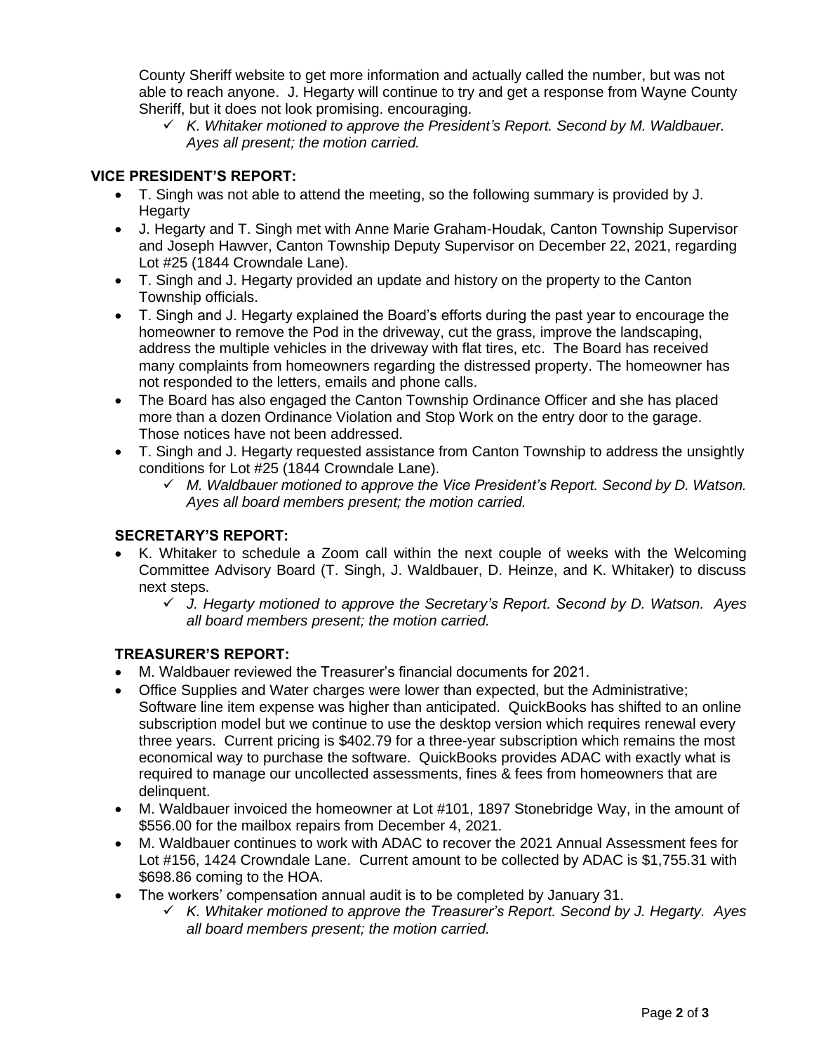County Sheriff website to get more information and actually called the number, but was not able to reach anyone. J. Hegarty will continue to try and get a response from Wayne County Sheriff, but it does not look promising. encouraging.

- ✓ *K. Whitaker motioned to approve the President's Report. Second by M. Waldbauer. Ayes all present; the motion carried.*

## VICE PRESIDENT'S REPORT:

- T. Singh was not able to attend the meeting, so the following summary is provided by J. Hegarty
- J. Hegarty and T. Singh met with Anne Marie Graham-Houdak, Canton Township Supervisor and Joseph Hawver, Canton Township Deputy Supervisor on December 22, 2021, regarding Lot #25 (1844 Crowndale Lane).
- T. Singh and J. Hegarty provided an update and history on the property to the Canton Township officials.
- T. Singh and J. Hegarty explained the Board's efforts during the past year to encourage the homeowner to remove the Pod in the driveway, cut the grass, improve the landscaping, address the multiple vehicles in the driveway with flat tires, etc. The Board has received many complaints from homeowners regarding the distressed property. The homeowner has not responded to the letters, emails and phone calls.
- The Board has also engaged the Canton Township Ordinance Officer and she has placed more than a dozen Ordinance Violation and Stop Work on the entry door to the garage. Those notices have not been addressed.
- T. Singh and J. Hegarty requested assistance from Canton Township to address the unsightly conditions for Lot #25 (1844 Crowndale Lane).
  - ✓ *M. Waldbauer motioned to approve the Vice President's Report. Second by D. Watson. Ayes all board members present; the motion carried.*

## SECRETARY'S REPORT:

- K. Whitaker to schedule a Zoom call within the next couple of weeks with the Welcoming Committee Advisory Board (T. Singh, J. Waldbauer, D. Heinze, and K. Whitaker) to discuss next steps.
  - ✓ *J. Hegarty motioned to approve the Secretary's Report. Second by D. Watson. Ayes all board members present; the motion carried.*

## TREASURER'S REPORT:

- M. Waldbauer reviewed the Treasurer's financial documents for 2021.
- Office Supplies and Water charges were lower than expected, but the Administrative; Software line item expense was higher than anticipated. QuickBooks has shifted to an online subscription model but we continue to use the desktop version which requires renewal every three years. Current pricing is $402.79 for a three-year subscription which remains the most economical way to purchase the software. QuickBooks provides ADAC with exactly what is required to manage our uncollected assessments, fines & fees from homeowners that are delinquent.
- M. Waldbauer invoiced the homeowner at Lot #101, 1897 Stonebridge Way, in the amount of $556.00 for the mailbox repairs from December 4, 2021.
- M. Waldbauer continues to work with ADAC to recover the 2021 Annual Assessment fees for Lot #156, 1424 Crowndale Lane. Current amount to be collected by ADAC is $1,755.31 with $698.86 coming to the HOA.
- The workers' compensation annual audit is to be completed by January 31.
  - ✓ *K. Whitaker motioned to approve the Treasurer's Report. Second by J. Hegarty. Ayes all board members present; the motion carried.*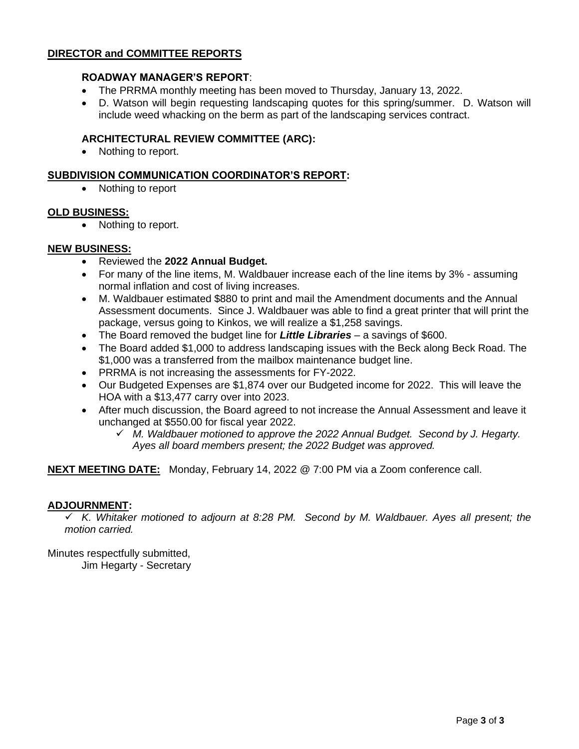## DIRECTOR and COMMITTEE REPORTS

### ROADWAY MANAGER'S REPORT:

- The PRRMA monthly meeting has been moved to Thursday, January 13, 2022.
- D. Watson will begin requesting landscaping quotes for this spring/summer. D. Watson will include weed whacking on the berm as part of the landscaping services contract.

### ARCHITECTURAL REVIEW COMMITTEE (ARC):

- Nothing to report.

## SUBDIVISION COMMUNICATION COORDINATOR'S REPORT:

- Nothing to report

## OLD BUSINESS:

- Nothing to report.

## NEW BUSINESS:

- Reviewed the **2022 Annual Budget.**
- For many of the line items, M. Waldbauer increase each of the line items by 3% - assuming normal inflation and cost of living increases.
- M. Waldbauer estimated $880 to print and mail the Amendment documents and the Annual Assessment documents. Since J. Waldbauer was able to find a great printer that will print the package, versus going to Kinkos, we will realize a $1,258 savings.
- The Board removed the budget line for ***Little Libraries*** – a savings of $600.
- The Board added $1,000 to address landscaping issues with the Beck along Beck Road. The $1,000 was a transferred from the mailbox maintenance budget line.
- PRRMA is not increasing the assessments for FY-2022.
- Our Budgeted Expenses are $1,874 over our Budgeted income for 2022. This will leave the HOA with a $13,477 carry over into 2023.
- After much discussion, the Board agreed to not increase the Annual Assessment and leave it unchanged at $550.00 for fiscal year 2022.
  - ✓ *M. Waldbauer motioned to approve the 2022 Annual Budget. Second by J. Hegarty. Ayes all board members present; the 2022 Budget was approved.*

**NEXT MEETING DATE:** Monday, February 14, 2022 @ 7:00 PM via a Zoom conference call.

## ADJOURNMENT:

✓ *K. Whitaker motioned to adjourn at 8:28 PM. Second by M. Waldbauer. Ayes all present; the motion carried.*

Minutes respectfully submitted,
Jim Hegarty - Secretary